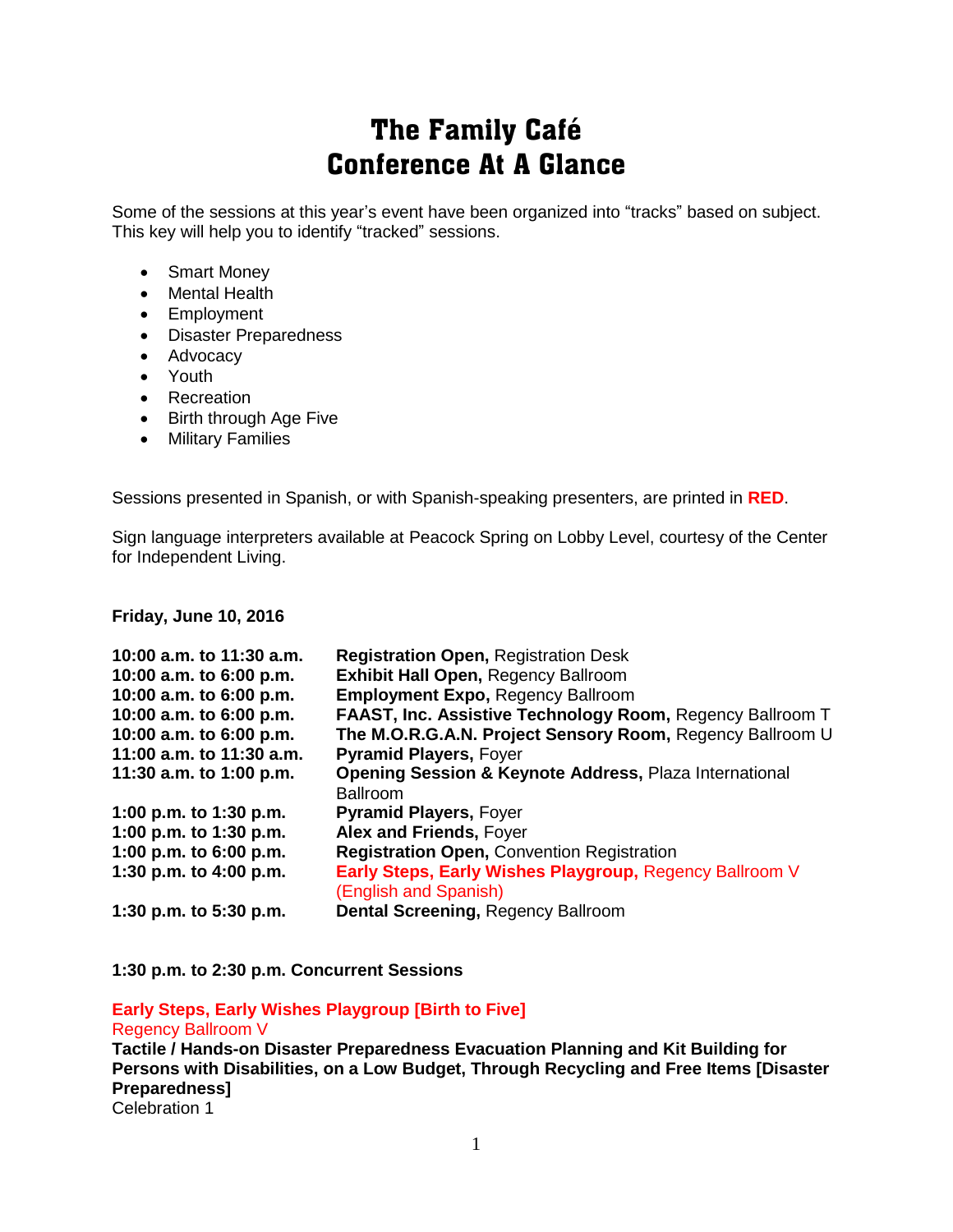# The Family Café
# Conference At A Glance

Some of the sessions at this year's event have been organized into "tracks" based on subject. This key will help you to identify "tracked" sessions.

- Smart Money
- Mental Health
- Employment
- Disaster Preparedness
- Advocacy
- Youth
- Recreation
- Birth through Age Five
- Military Families

Sessions presented in Spanish, or with Spanish-speaking presenters, are printed in **RED**.

Sign language interpreters available at Peacock Spring on Lobby Level, courtesy of the Center for Independent Living.

**Friday, June 10, 2016**

| | |
|---|---|
| **10:00 a.m. to 11:30 a.m.** | **Registration Open,** Registration Desk |
| **10:00 a.m. to 6:00 p.m.** | **Exhibit Hall Open,** Regency Ballroom |
| **10:00 a.m. to 6:00 p.m.** | **Employment Expo,** Regency Ballroom |
| **10:00 a.m. to 6:00 p.m.** | **FAAST, Inc. Assistive Technology Room,** Regency Ballroom T |
| **10:00 a.m. to 6:00 p.m.** | **The M.O.R.G.A.N. Project Sensory Room,** Regency Ballroom U |
| **11:00 a.m. to 11:30 a.m.** | **Pyramid Players,** Foyer |
| **11:30 a.m. to 1:00 p.m.** | **Opening Session & Keynote Address,** Plaza International Ballroom |
| **1:00 p.m. to 1:30 p.m.** | **Pyramid Players,** Foyer |
| **1:00 p.m. to 1:30 p.m.** | **Alex and Friends,** Foyer |
| **1:00 p.m. to 6:00 p.m.** | **Registration Open,** Convention Registration |
| **1:30 p.m. to 4:00 p.m.** | **Early Steps, Early Wishes Playgroup,** Regency Ballroom V (English and Spanish) |
| **1:30 p.m. to 5:30 p.m.** | **Dental Screening,** Regency Ballroom |

**1:30 p.m. to 2:30 p.m. Concurrent Sessions**

**Early Steps, Early Wishes Playgroup [Birth to Five]**
Regency Ballroom V

**Tactile / Hands-on Disaster Preparedness Evacuation Planning and Kit Building for Persons with Disabilities, on a Low Budget, Through Recycling and Free Items [Disaster Preparedness]**
Celebration 1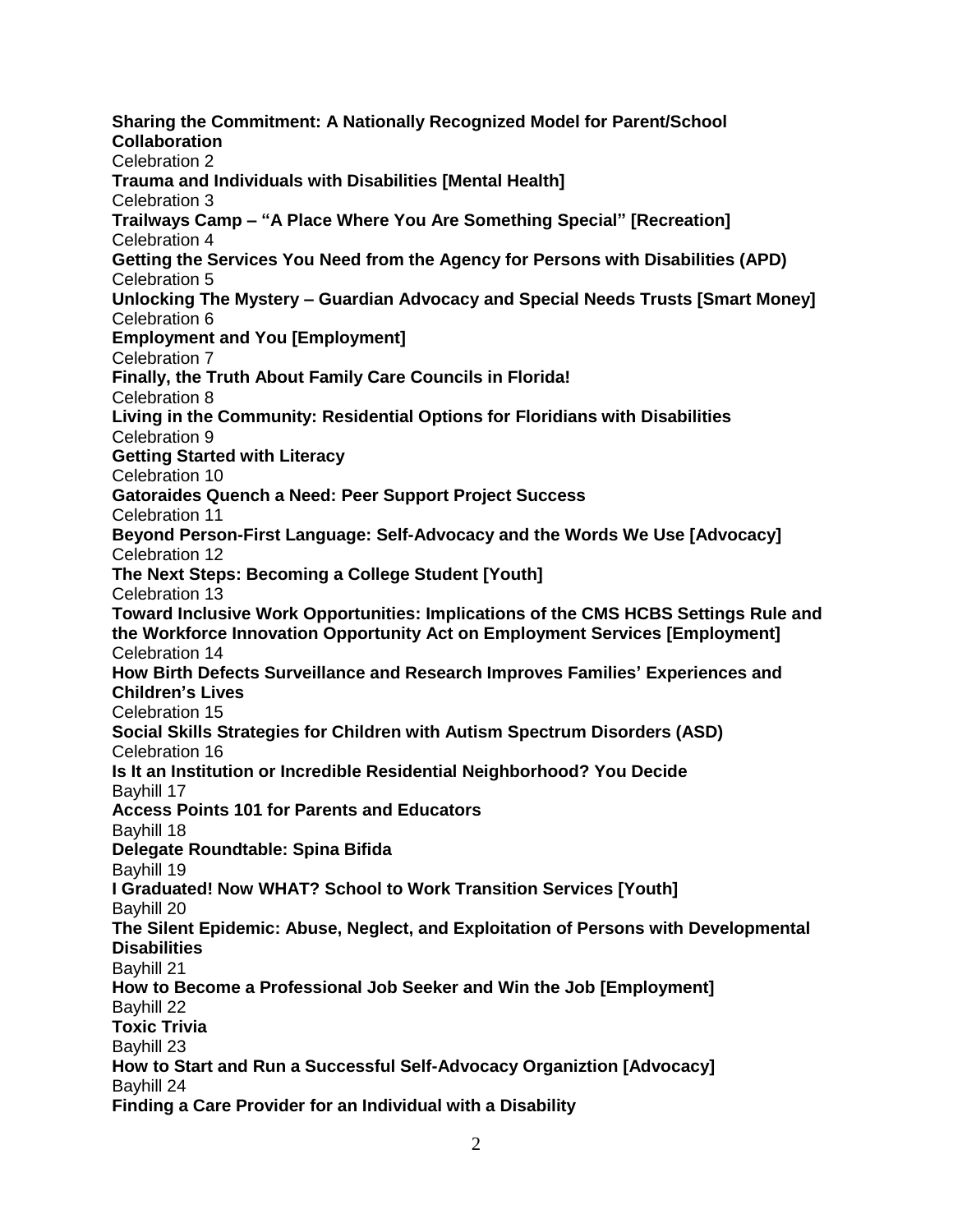**Sharing the Commitment: A Nationally Recognized Model for Parent/School Collaboration**
Celebration 2
**Trauma and Individuals with Disabilities [Mental Health]**
Celebration 3
**Trailways Camp – "A Place Where You Are Something Special" [Recreation]**
Celebration 4
**Getting the Services You Need from the Agency for Persons with Disabilities (APD)**
Celebration 5
**Unlocking The Mystery – Guardian Advocacy and Special Needs Trusts [Smart Money]**
Celebration 6
**Employment and You [Employment]**
Celebration 7
**Finally, the Truth About Family Care Councils in Florida!**
Celebration 8
**Living in the Community: Residential Options for Floridians with Disabilities**
Celebration 9
**Getting Started with Literacy**
Celebration 10
**Gatoraides Quench a Need: Peer Support Project Success**
Celebration 11
**Beyond Person-First Language: Self-Advocacy and the Words We Use [Advocacy]**
Celebration 12
**The Next Steps: Becoming a College Student [Youth]**
Celebration 13
**Toward Inclusive Work Opportunities: Implications of the CMS HCBS Settings Rule and the Workforce Innovation Opportunity Act on Employment Services [Employment]**
Celebration 14
**How Birth Defects Surveillance and Research Improves Families' Experiences and Children's Lives**
Celebration 15
**Social Skills Strategies for Children with Autism Spectrum Disorders (ASD)**
Celebration 16
**Is It an Institution or Incredible Residential Neighborhood? You Decide**
Bayhill 17
**Access Points 101 for Parents and Educators**
Bayhill 18
**Delegate Roundtable: Spina Bifida**
Bayhill 19
**I Graduated! Now WHAT? School to Work Transition Services [Youth]**
Bayhill 20
**The Silent Epidemic: Abuse, Neglect, and Exploitation of Persons with Developmental Disabilities**
Bayhill 21
**How to Become a Professional Job Seeker and Win the Job [Employment]**
Bayhill 22
**Toxic Trivia**
Bayhill 23
**How to Start and Run a Successful Self-Advocacy Organiztion [Advocacy]**
Bayhill 24
**Finding a Care Provider for an Individual with a Disability**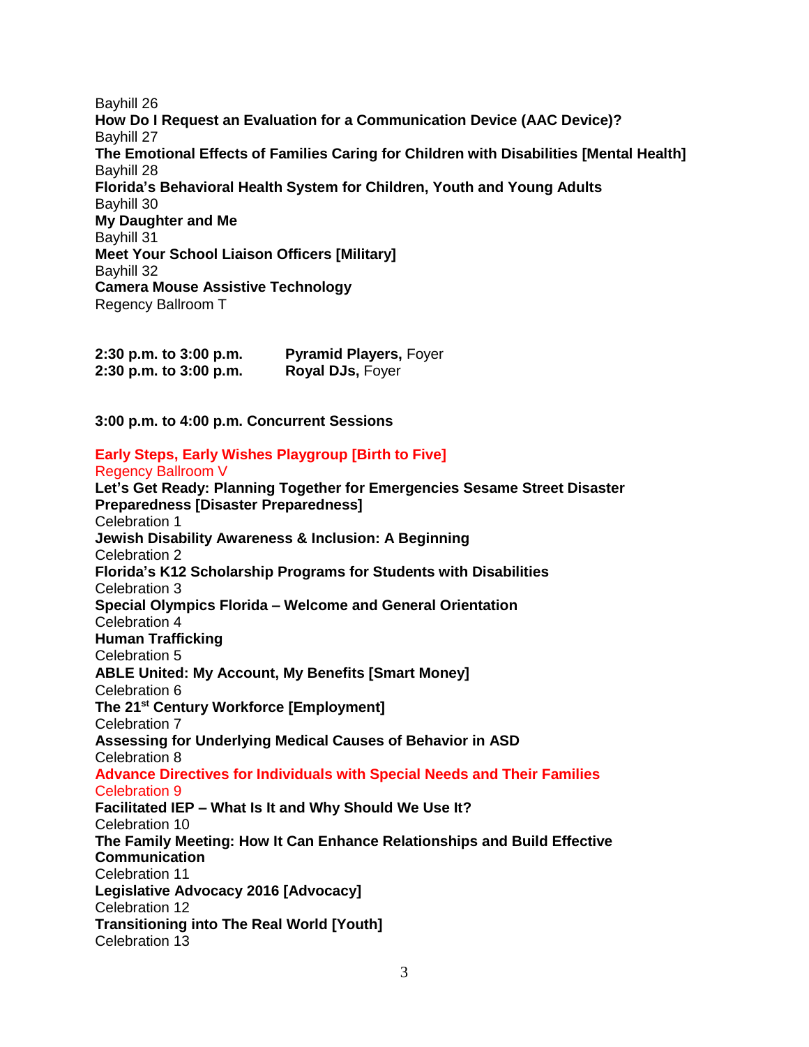Bayhill 26

**How Do I Request an Evaluation for a Communication Device (AAC Device)?**
Bayhill 27

**The Emotional Effects of Families Caring for Children with Disabilities [Mental Health]**
Bayhill 28

**Florida's Behavioral Health System for Children, Youth and Young Adults**
Bayhill 30

**My Daughter and Me**
Bayhill 31

**Meet Your School Liaison Officers [Military]**
Bayhill 32

**Camera Mouse Assistive Technology**
Regency Ballroom T

**2:30 p.m. to 3:00 p.m.** **Pyramid Players,** Foyer
**2:30 p.m. to 3:00 p.m.** **Royal DJs,** Foyer

**3:00 p.m. to 4:00 p.m. Concurrent Sessions**

**Early Steps, Early Wishes Playgroup [Birth to Five]**
Regency Ballroom V

**Let's Get Ready: Planning Together for Emergencies Sesame Street Disaster Preparedness [Disaster Preparedness]**
Celebration 1

**Jewish Disability Awareness & Inclusion: A Beginning**
Celebration 2

**Florida's K12 Scholarship Programs for Students with Disabilities**
Celebration 3

**Special Olympics Florida – Welcome and General Orientation**
Celebration 4

**Human Trafficking**
Celebration 5

**ABLE United: My Account, My Benefits [Smart Money]**
Celebration 6

**The 21st Century Workforce [Employment]**
Celebration 7

**Assessing for Underlying Medical Causes of Behavior in ASD**
Celebration 8

**Advance Directives for Individuals with Special Needs and Their Families**
Celebration 9

**Facilitated IEP – What Is It and Why Should We Use It?**
Celebration 10

**The Family Meeting: How It Can Enhance Relationships and Build Effective Communication**
Celebration 11

**Legislative Advocacy 2016 [Advocacy]**
Celebration 12

**Transitioning into The Real World [Youth]**
Celebration 13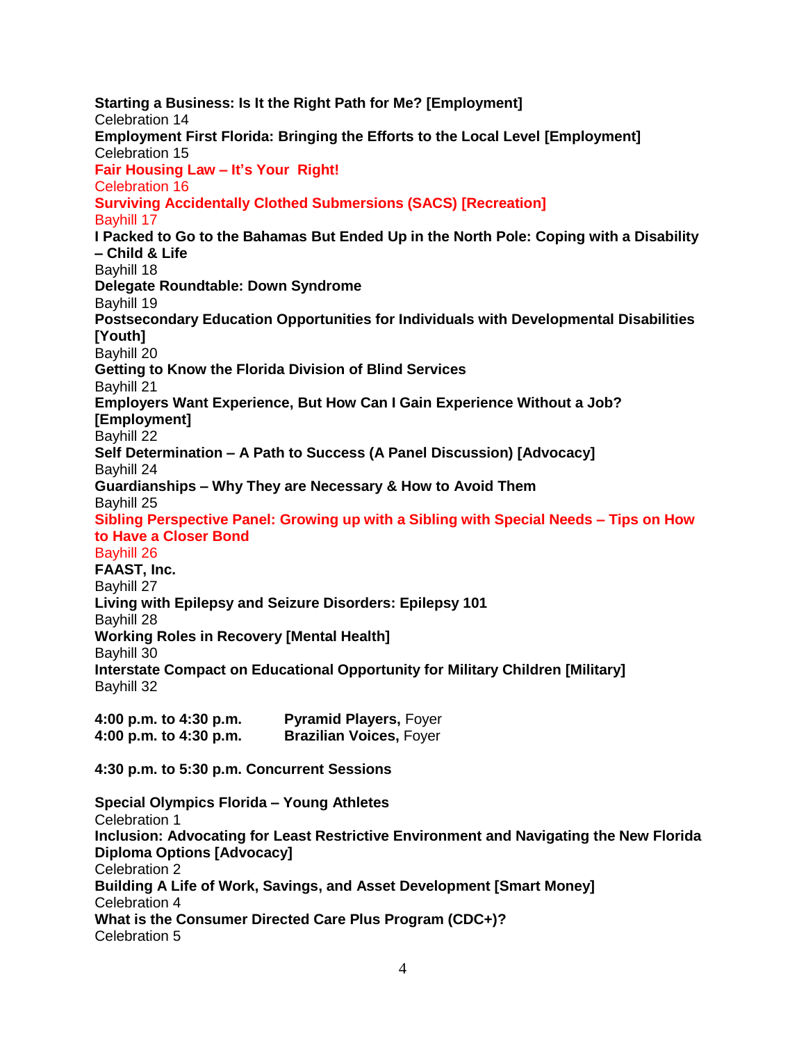**Starting a Business: Is It the Right Path for Me? [Employment]**
Celebration 14
**Employment First Florida: Bringing the Efforts to the Local Level [Employment]**
Celebration 15
**Fair Housing Law – It's Your Right!**
Celebration 16
**Surviving Accidentally Clothed Submersions (SACS) [Recreation]**
Bayhill 17
**I Packed to Go to the Bahamas But Ended Up in the North Pole: Coping with a Disability – Child & Life**
Bayhill 18
**Delegate Roundtable: Down Syndrome**
Bayhill 19
**Postsecondary Education Opportunities for Individuals with Developmental Disabilities [Youth]**
Bayhill 20
**Getting to Know the Florida Division of Blind Services**
Bayhill 21
**Employers Want Experience, But How Can I Gain Experience Without a Job? [Employment]**
Bayhill 22
**Self Determination – A Path to Success (A Panel Discussion) [Advocacy]**
Bayhill 24
**Guardianships – Why They are Necessary & How to Avoid Them**
Bayhill 25
**Sibling Perspective Panel: Growing up with a Sibling with Special Needs – Tips on How to Have a Closer Bond**
Bayhill 26
**FAAST, Inc.**
Bayhill 27
**Living with Epilepsy and Seizure Disorders: Epilepsy 101**
Bayhill 28
**Working Roles in Recovery [Mental Health]**
Bayhill 30
**Interstate Compact on Educational Opportunity for Military Children [Military]**
Bayhill 32

**4:00 p.m. to 4:30 p.m.** **Pyramid Players,** Foyer
**4:00 p.m. to 4:30 p.m.** **Brazilian Voices,** Foyer

**4:30 p.m. to 5:30 p.m. Concurrent Sessions**

**Special Olympics Florida – Young Athletes**
Celebration 1
**Inclusion: Advocating for Least Restrictive Environment and Navigating the New Florida Diploma Options [Advocacy]**
Celebration 2
**Building A Life of Work, Savings, and Asset Development [Smart Money]**
Celebration 4
**What is the Consumer Directed Care Plus Program (CDC+)?**
Celebration 5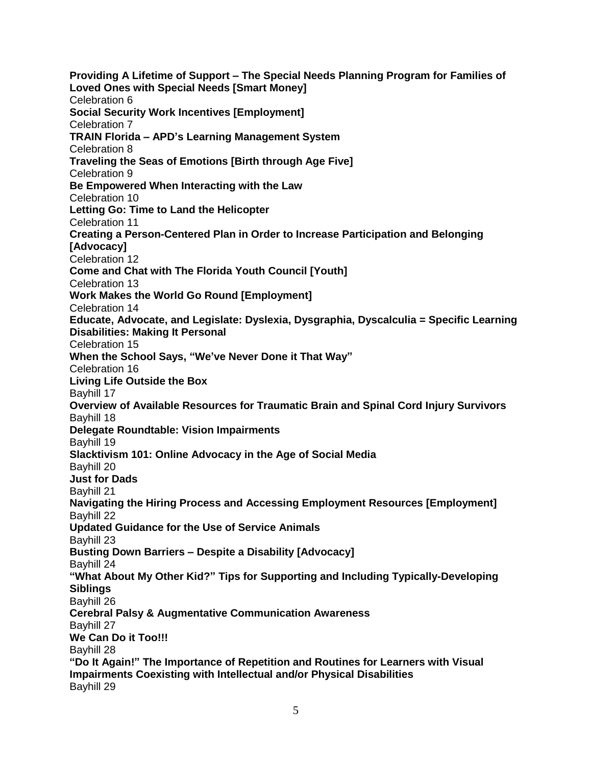**Providing A Lifetime of Support – The Special Needs Planning Program for Families of Loved Ones with Special Needs [Smart Money]**
Celebration 6
**Social Security Work Incentives [Employment]**
Celebration 7
**TRAIN Florida – APD's Learning Management System**
Celebration 8
**Traveling the Seas of Emotions [Birth through Age Five]**
Celebration 9
**Be Empowered When Interacting with the Law**
Celebration 10
**Letting Go: Time to Land the Helicopter**
Celebration 11
**Creating a Person-Centered Plan in Order to Increase Participation and Belonging [Advocacy]**
Celebration 12
**Come and Chat with The Florida Youth Council [Youth]**
Celebration 13
**Work Makes the World Go Round [Employment]**
Celebration 14
**Educate, Advocate, and Legislate: Dyslexia, Dysgraphia, Dyscalculia = Specific Learning Disabilities: Making It Personal**
Celebration 15
**When the School Says, "We've Never Done it That Way"**
Celebration 16
**Living Life Outside the Box**
Bayhill 17
**Overview of Available Resources for Traumatic Brain and Spinal Cord Injury Survivors**
Bayhill 18
**Delegate Roundtable: Vision Impairments**
Bayhill 19
**Slacktivism 101: Online Advocacy in the Age of Social Media**
Bayhill 20
**Just for Dads**
Bayhill 21
**Navigating the Hiring Process and Accessing Employment Resources [Employment]**
Bayhill 22
**Updated Guidance for the Use of Service Animals**
Bayhill 23
**Busting Down Barriers – Despite a Disability [Advocacy]**
Bayhill 24
**"What About My Other Kid?" Tips for Supporting and Including Typically-Developing Siblings**
Bayhill 26
**Cerebral Palsy & Augmentative Communication Awareness**
Bayhill 27
**We Can Do it Too!!!**
Bayhill 28
**"Do It Again!" The Importance of Repetition and Routines for Learners with Visual Impairments Coexisting with Intellectual and/or Physical Disabilities**
Bayhill 29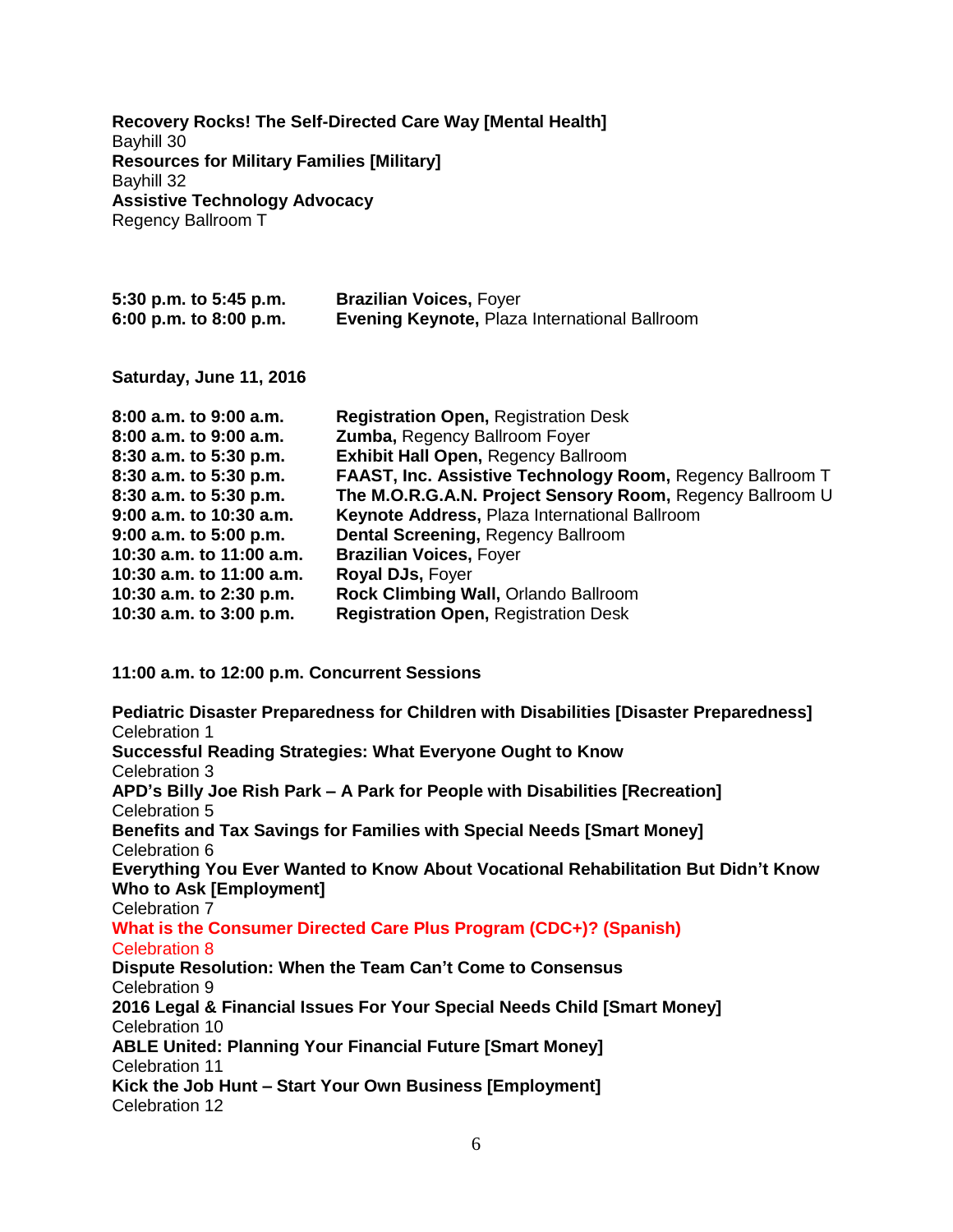**Recovery Rocks! The Self-Directed Care Way [Mental Health]**
Bayhill 30
**Resources for Military Families [Military]**
Bayhill 32
**Assistive Technology Advocacy**
Regency Ballroom T

**5:30 p.m. to 5:45 p.m.** **Brazilian Voices,** Foyer
**6:00 p.m. to 8:00 p.m.** **Evening Keynote,** Plaza International Ballroom

**Saturday, June 11, 2016**

| | |
|---|---|
| **8:00 a.m. to 9:00 a.m.** | **Registration Open,** Registration Desk |
| **8:00 a.m. to 9:00 a.m.** | **Zumba,** Regency Ballroom Foyer |
| **8:30 a.m. to 5:30 p.m.** | **Exhibit Hall Open,** Regency Ballroom |
| **8:30 a.m. to 5:30 p.m.** | **FAAST, Inc. Assistive Technology Room,** Regency Ballroom T |
| **8:30 a.m. to 5:30 p.m.** | **The M.O.R.G.A.N. Project Sensory Room,** Regency Ballroom U |
| **9:00 a.m. to 10:30 a.m.** | **Keynote Address,** Plaza International Ballroom |
| **9:00 a.m. to 5:00 p.m.** | **Dental Screening,** Regency Ballroom |
| **10:30 a.m. to 11:00 a.m.** | **Brazilian Voices,** Foyer |
| **10:30 a.m. to 11:00 a.m.** | **Royal DJs,** Foyer |
| **10:30 a.m. to 2:30 p.m.** | **Rock Climbing Wall,** Orlando Ballroom |
| **10:30 a.m. to 3:00 p.m.** | **Registration Open,** Registration Desk |

**11:00 a.m. to 12:00 p.m. Concurrent Sessions**

**Pediatric Disaster Preparedness for Children with Disabilities [Disaster Preparedness]**
Celebration 1
**Successful Reading Strategies: What Everyone Ought to Know**
Celebration 3
**APD's Billy Joe Rish Park – A Park for People with Disabilities [Recreation]**
Celebration 5
**Benefits and Tax Savings for Families with Special Needs [Smart Money]**
Celebration 6
**Everything You Ever Wanted to Know About Vocational Rehabilitation But Didn't Know Who to Ask [Employment]**
Celebration 7
**What is the Consumer Directed Care Plus Program (CDC+)? (Spanish)**
Celebration 8
**Dispute Resolution: When the Team Can't Come to Consensus**
Celebration 9
**2016 Legal & Financial Issues For Your Special Needs Child [Smart Money]**
Celebration 10
**ABLE United: Planning Your Financial Future [Smart Money]**
Celebration 11
**Kick the Job Hunt – Start Your Own Business [Employment]**
Celebration 12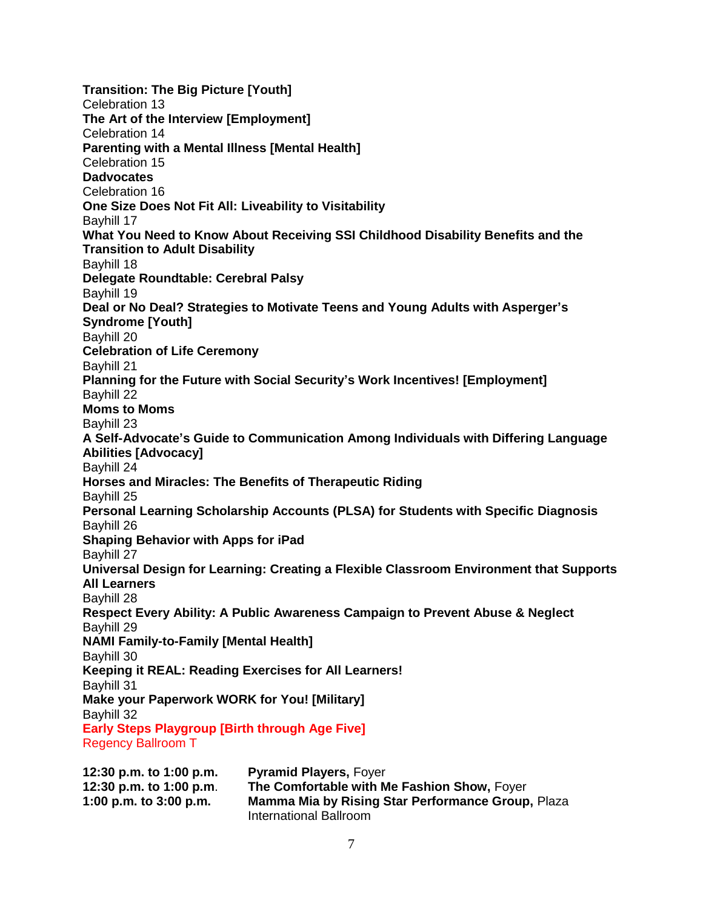**Transition: The Big Picture [Youth]**
Celebration 13
**The Art of the Interview [Employment]**
Celebration 14
**Parenting with a Mental Illness [Mental Health]**
Celebration 15
**Dadvocates**
Celebration 16
**One Size Does Not Fit All: Liveability to Visitability**
Bayhill 17
**What You Need to Know About Receiving SSI Childhood Disability Benefits and the Transition to Adult Disability**
Bayhill 18
**Delegate Roundtable: Cerebral Palsy**
Bayhill 19
**Deal or No Deal? Strategies to Motivate Teens and Young Adults with Asperger's Syndrome [Youth]**
Bayhill 20
**Celebration of Life Ceremony**
Bayhill 21
**Planning for the Future with Social Security's Work Incentives! [Employment]**
Bayhill 22
**Moms to Moms**
Bayhill 23
**A Self-Advocate's Guide to Communication Among Individuals with Differing Language Abilities [Advocacy]**
Bayhill 24
**Horses and Miracles: The Benefits of Therapeutic Riding**
Bayhill 25
**Personal Learning Scholarship Accounts (PLSA) for Students with Specific Diagnosis**
Bayhill 26
**Shaping Behavior with Apps for iPad**
Bayhill 27
**Universal Design for Learning: Creating a Flexible Classroom Environment that Supports All Learners**
Bayhill 28
**Respect Every Ability: A Public Awareness Campaign to Prevent Abuse & Neglect**
Bayhill 29
**NAMI Family-to-Family [Mental Health]**
Bayhill 30
**Keeping it REAL: Reading Exercises for All Learners!**
Bayhill 31
**Make your Paperwork WORK for You! [Military]**
Bayhill 32
**Early Steps Playgroup [Birth through Age Five]**
Regency Ballroom T

**12:30 p.m. to 1:00 p.m.** **Pyramid Players,** Foyer
**12:30 p.m. to 1:00 p.m**. **The Comfortable with Me Fashion Show,** Foyer
**1:00 p.m. to 3:00 p.m.** **Mamma Mia by Rising Star Performance Group,** Plaza International Ballroom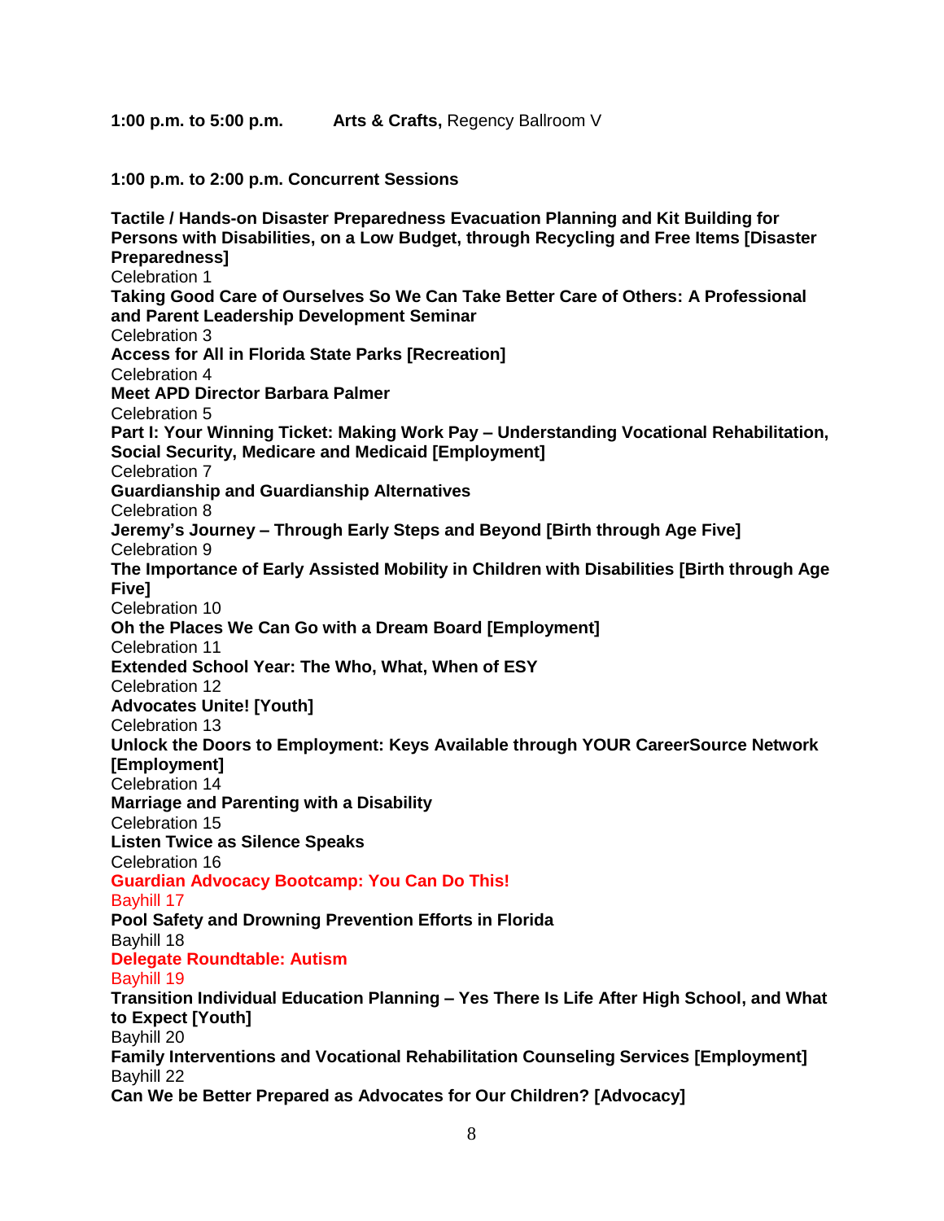**1:00 p.m. to 5:00 p.m.** **Arts & Crafts,** Regency Ballroom V

**1:00 p.m. to 2:00 p.m. Concurrent Sessions**

**Tactile / Hands-on Disaster Preparedness Evacuation Planning and Kit Building for Persons with Disabilities, on a Low Budget, through Recycling and Free Items [Disaster Preparedness]**
Celebration 1

**Taking Good Care of Ourselves So We Can Take Better Care of Others: A Professional and Parent Leadership Development Seminar**
Celebration 3

**Access for All in Florida State Parks [Recreation]**
Celebration 4

**Meet APD Director Barbara Palmer**
Celebration 5

**Part I: Your Winning Ticket: Making Work Pay – Understanding Vocational Rehabilitation, Social Security, Medicare and Medicaid [Employment]**
Celebration 7

**Guardianship and Guardianship Alternatives**
Celebration 8

**Jeremy's Journey – Through Early Steps and Beyond [Birth through Age Five]**
Celebration 9

**The Importance of Early Assisted Mobility in Children with Disabilities [Birth through Age Five]**
Celebration 10

**Oh the Places We Can Go with a Dream Board [Employment]**
Celebration 11

**Extended School Year: The Who, What, When of ESY**
Celebration 12

**Advocates Unite! [Youth]**
Celebration 13

**Unlock the Doors to Employment: Keys Available through YOUR CareerSource Network [Employment]**
Celebration 14

**Marriage and Parenting with a Disability**
Celebration 15

**Listen Twice as Silence Speaks**
Celebration 16

**Guardian Advocacy Bootcamp: You Can Do This!**
Bayhill 17

**Pool Safety and Drowning Prevention Efforts in Florida**
Bayhill 18

**Delegate Roundtable: Autism**
Bayhill 19

**Transition Individual Education Planning – Yes There Is Life After High School, and What to Expect [Youth]**
Bayhill 20

**Family Interventions and Vocational Rehabilitation Counseling Services [Employment]**
Bayhill 22

**Can We be Better Prepared as Advocates for Our Children? [Advocacy]**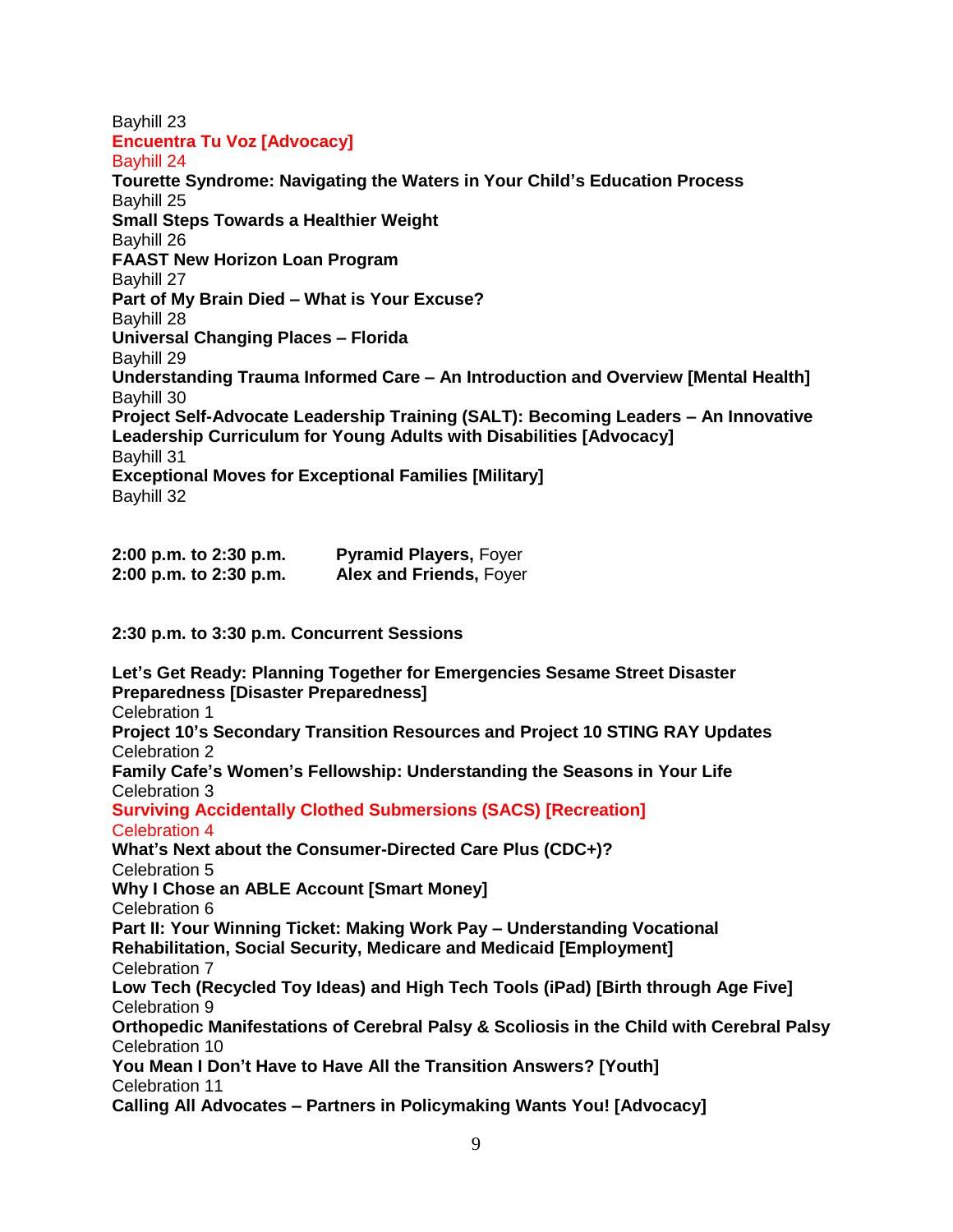Bayhill 23

**Encuentra Tu Voz [Advocacy]**

Bayhill 24

**Tourette Syndrome: Navigating the Waters in Your Child's Education Process**

Bayhill 25

**Small Steps Towards a Healthier Weight**

Bayhill 26

**FAAST New Horizon Loan Program**

Bayhill 27

**Part of My Brain Died – What is Your Excuse?**

Bayhill 28

**Universal Changing Places – Florida**

Bayhill 29

**Understanding Trauma Informed Care – An Introduction and Overview [Mental Health]**

Bayhill 30

**Project Self-Advocate Leadership Training (SALT): Becoming Leaders – An Innovative Leadership Curriculum for Young Adults with Disabilities [Advocacy]**

Bayhill 31

**Exceptional Moves for Exceptional Families [Military]**

Bayhill 32

**2:00 p.m. to 2:30 p.m.** **Pyramid Players,** Foyer
**2:00 p.m. to 2:30 p.m.** **Alex and Friends,** Foyer

**2:30 p.m. to 3:30 p.m. Concurrent Sessions**

**Let's Get Ready: Planning Together for Emergencies Sesame Street Disaster Preparedness [Disaster Preparedness]**

Celebration 1

**Project 10's Secondary Transition Resources and Project 10 STING RAY Updates**

Celebration 2

**Family Cafe's Women's Fellowship: Understanding the Seasons in Your Life**

Celebration 3

**Surviving Accidentally Clothed Submersions (SACS) [Recreation]**

Celebration 4

**What's Next about the Consumer-Directed Care Plus (CDC+)?**

Celebration 5

**Why I Chose an ABLE Account [Smart Money]**

Celebration 6

**Part II: Your Winning Ticket: Making Work Pay – Understanding Vocational Rehabilitation, Social Security, Medicare and Medicaid [Employment]**

Celebration 7

**Low Tech (Recycled Toy Ideas) and High Tech Tools (iPad) [Birth through Age Five]**

Celebration 9

**Orthopedic Manifestations of Cerebral Palsy & Scoliosis in the Child with Cerebral Palsy**

Celebration 10

**You Mean I Don't Have to Have All the Transition Answers? [Youth]**

Celebration 11

**Calling All Advocates – Partners in Policymaking Wants You! [Advocacy]**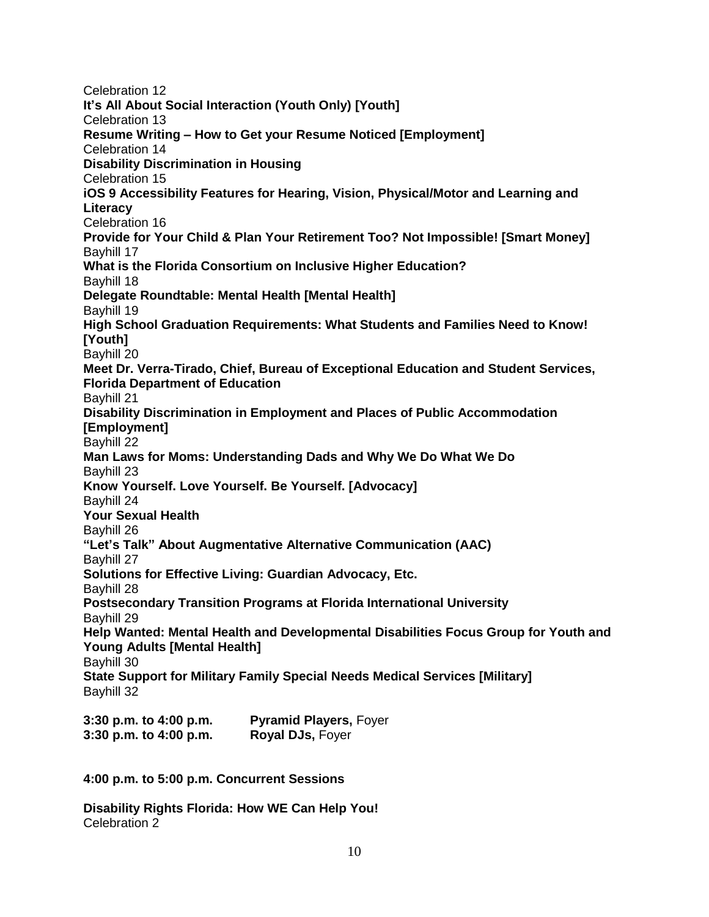Celebration 12

**It's All About Social Interaction (Youth Only) [Youth]**
Celebration 13

**Resume Writing – How to Get your Resume Noticed [Employment]**
Celebration 14

**Disability Discrimination in Housing**
Celebration 15

**iOS 9 Accessibility Features for Hearing, Vision, Physical/Motor and Learning and Literacy**
Celebration 16

**Provide for Your Child & Plan Your Retirement Too? Not Impossible! [Smart Money]**
Bayhill 17

**What is the Florida Consortium on Inclusive Higher Education?**
Bayhill 18

**Delegate Roundtable: Mental Health [Mental Health]**
Bayhill 19

**High School Graduation Requirements: What Students and Families Need to Know! [Youth]**
Bayhill 20

**Meet Dr. Verra-Tirado, Chief, Bureau of Exceptional Education and Student Services, Florida Department of Education**
Bayhill 21

**Disability Discrimination in Employment and Places of Public Accommodation [Employment]**
Bayhill 22

**Man Laws for Moms: Understanding Dads and Why We Do What We Do**
Bayhill 23

**Know Yourself. Love Yourself. Be Yourself. [Advocacy]**
Bayhill 24

**Your Sexual Health**
Bayhill 26

**"Let's Talk" About Augmentative Alternative Communication (AAC)**
Bayhill 27

**Solutions for Effective Living: Guardian Advocacy, Etc.**
Bayhill 28

**Postsecondary Transition Programs at Florida International University**
Bayhill 29

**Help Wanted: Mental Health and Developmental Disabilities Focus Group for Youth and Young Adults [Mental Health]**
Bayhill 30

**State Support for Military Family Special Needs Medical Services [Military]**
Bayhill 32

**3:30 p.m. to 4:00 p.m.** **Pyramid Players,** Foyer
**3:30 p.m. to 4:00 p.m.** **Royal DJs,** Foyer

**4:00 p.m. to 5:00 p.m. Concurrent Sessions**

**Disability Rights Florida: How WE Can Help You!**
Celebration 2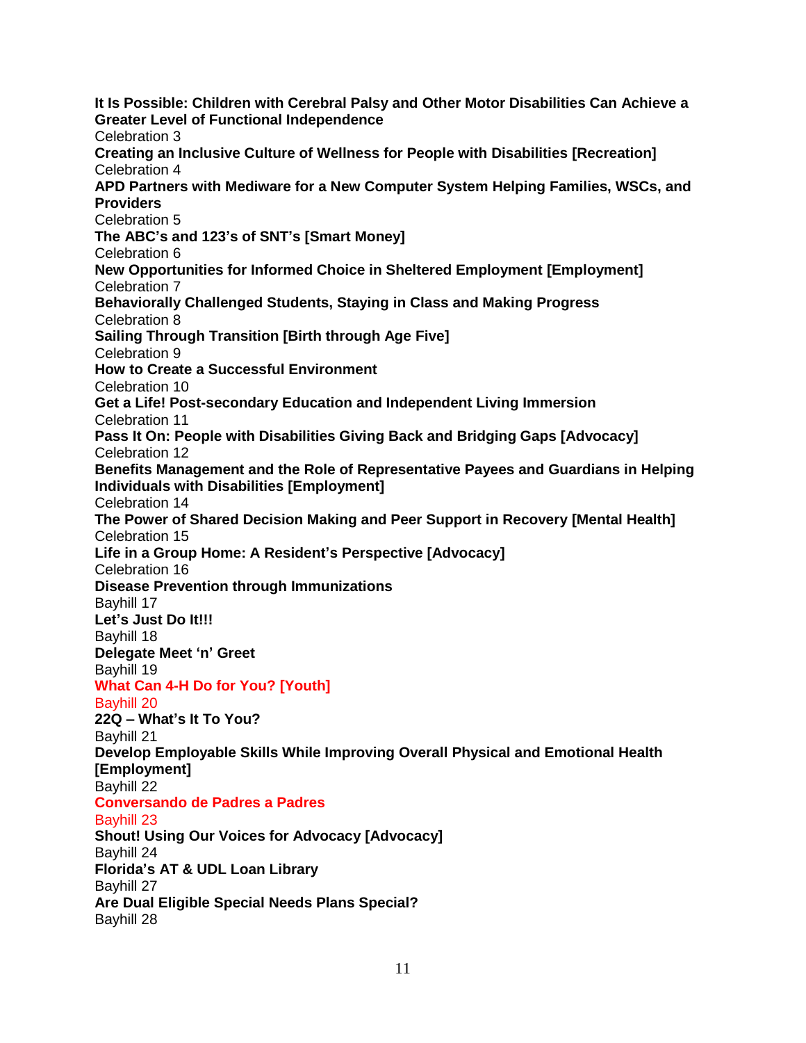**It Is Possible: Children with Cerebral Palsy and Other Motor Disabilities Can Achieve a Greater Level of Functional Independence**
Celebration 3

**Creating an Inclusive Culture of Wellness for People with Disabilities [Recreation]**
Celebration 4

**APD Partners with Mediware for a New Computer System Helping Families, WSCs, and Providers**
Celebration 5

**The ABC's and 123's of SNT's [Smart Money]**
Celebration 6

**New Opportunities for Informed Choice in Sheltered Employment [Employment]**
Celebration 7

**Behaviorally Challenged Students, Staying in Class and Making Progress**
Celebration 8

**Sailing Through Transition [Birth through Age Five]**
Celebration 9

**How to Create a Successful Environment**
Celebration 10

**Get a Life! Post-secondary Education and Independent Living Immersion**
Celebration 11

**Pass It On: People with Disabilities Giving Back and Bridging Gaps [Advocacy]**
Celebration 12

**Benefits Management and the Role of Representative Payees and Guardians in Helping Individuals with Disabilities [Employment]**
Celebration 14

**The Power of Shared Decision Making and Peer Support in Recovery [Mental Health]**
Celebration 15

**Life in a Group Home: A Resident's Perspective [Advocacy]**
Celebration 16

**Disease Prevention through Immunizations**
Bayhill 17

**Let's Just Do It!!!**
Bayhill 18

**Delegate Meet 'n' Greet**
Bayhill 19

**What Can 4-H Do for You? [Youth]**
Bayhill 20

**22Q – What's It To You?**
Bayhill 21

**Develop Employable Skills While Improving Overall Physical and Emotional Health [Employment]**
Bayhill 22

**Conversando de Padres a Padres**
Bayhill 23

**Shout! Using Our Voices for Advocacy [Advocacy]**
Bayhill 24

**Florida's AT & UDL Loan Library**
Bayhill 27

**Are Dual Eligible Special Needs Plans Special?**
Bayhill 28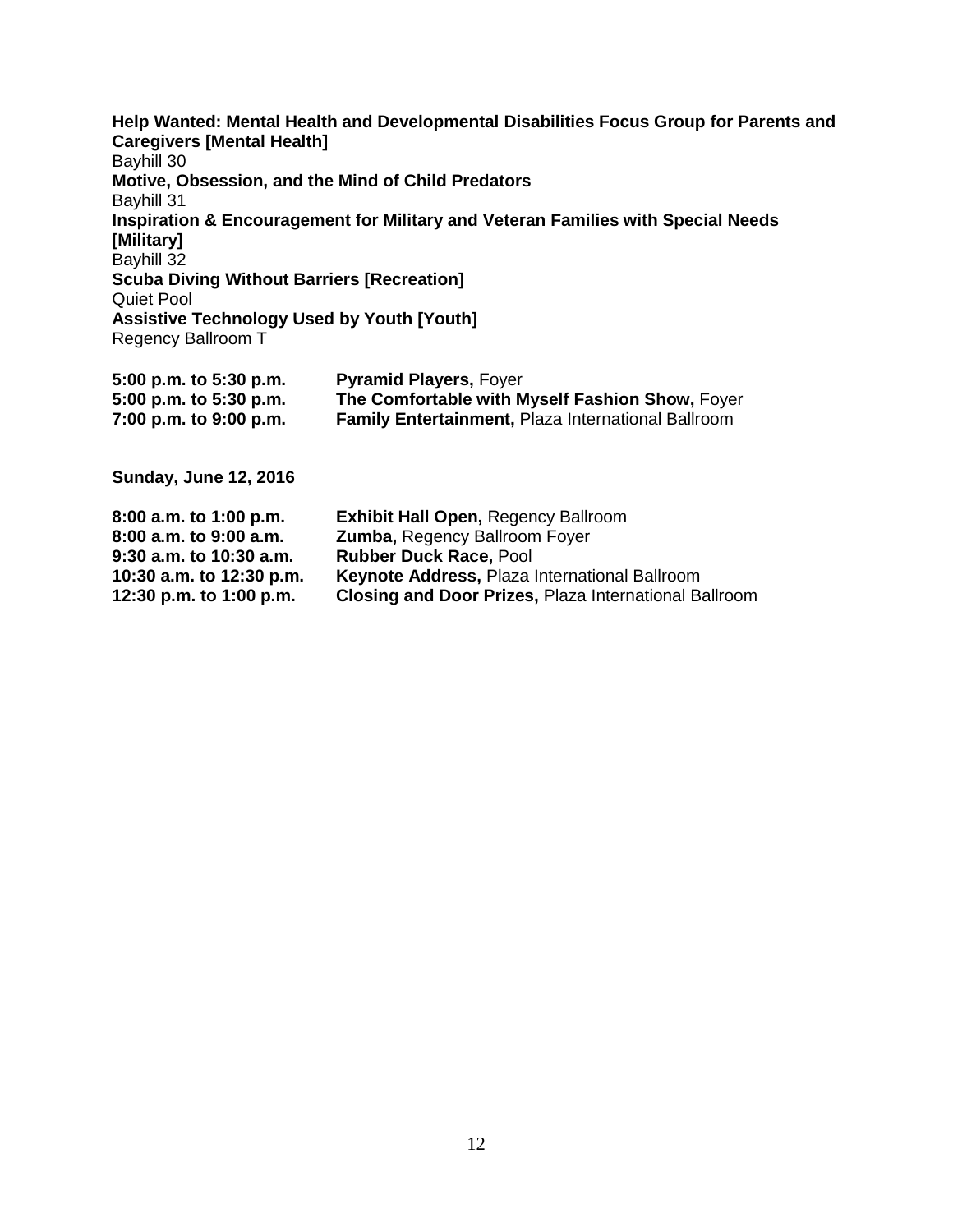**Help Wanted: Mental Health and Developmental Disabilities Focus Group for Parents and Caregivers [Mental Health]**
Bayhill 30
**Motive, Obsession, and the Mind of Child Predators**
Bayhill 31
**Inspiration & Encouragement for Military and Veteran Families with Special Needs [Military]**
Bayhill 32
**Scuba Diving Without Barriers [Recreation]**
Quiet Pool
**Assistive Technology Used by Youth [Youth]**
Regency Ballroom T

| | |
|---|---|
| **5:00 p.m. to 5:30 p.m.** | **Pyramid Players,** Foyer |
| **5:00 p.m. to 5:30 p.m.** | **The Comfortable with Myself Fashion Show,** Foyer |
| **7:00 p.m. to 9:00 p.m.** | **Family Entertainment,** Plaza International Ballroom |

**Sunday, June 12, 2016**

| | |
|---|---|
| **8:00 a.m. to 1:00 p.m.** | **Exhibit Hall Open,** Regency Ballroom |
| **8:00 a.m. to 9:00 a.m.** | **Zumba,** Regency Ballroom Foyer |
| **9:30 a.m. to 10:30 a.m.** | **Rubber Duck Race,** Pool |
| **10:30 a.m. to 12:30 p.m.** | **Keynote Address,** Plaza International Ballroom |
| **12:30 p.m. to 1:00 p.m.** | **Closing and Door Prizes,** Plaza International Ballroom |